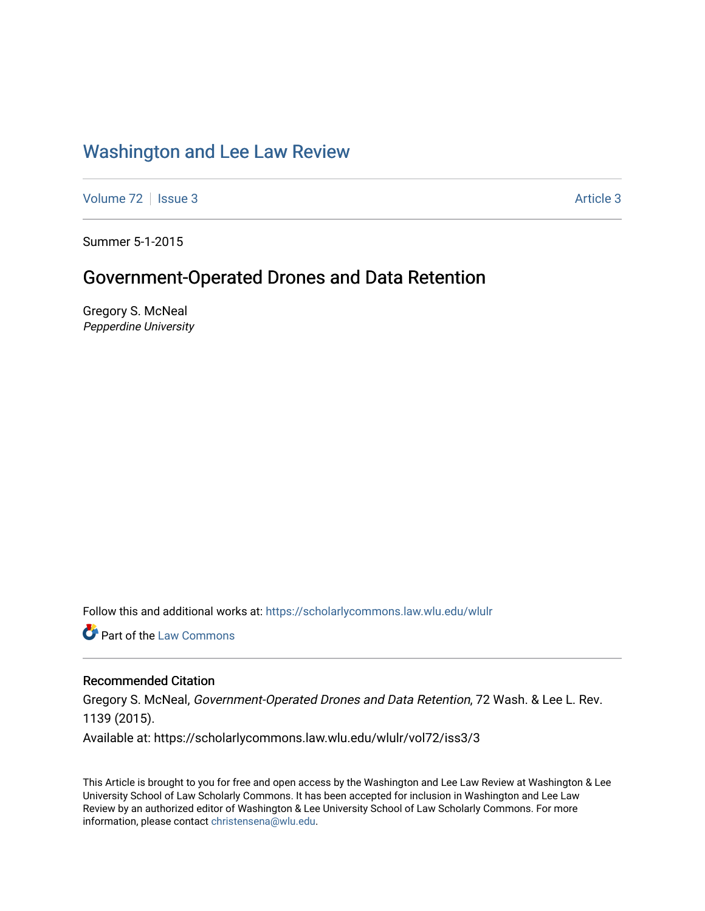# Washington and Lee Law Review

Volume 72 | Issue 3 | Article 3

Summer 5-1-2015

## Government-Operated Drones and Data Retention

Gregory S. McNeal
*Pepperdine University*

Follow this and additional works at: https://scholarlycommons.law.wlu.edu/wlulr

Part of the Law Commons

### Recommended Citation

Gregory S. McNeal, *Government-Operated Drones and Data Retention*, 72 Wash. & Lee L. Rev. 1139 (2015).
Available at: https://scholarlycommons.law.wlu.edu/wlulr/vol72/iss3/3

This Article is brought to you for free and open access by the Washington and Lee Law Review at Washington & Lee University School of Law Scholarly Commons. It has been accepted for inclusion in Washington and Lee Law Review by an authorized editor of Washington & Lee University School of Law Scholarly Commons. For more information, please contact christensena@wlu.edu.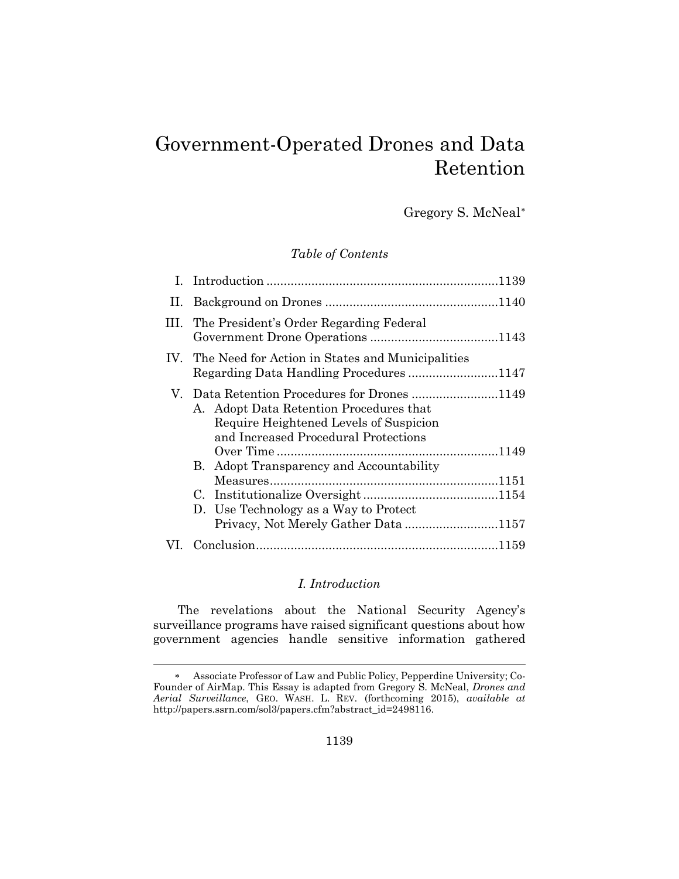# Government-Operated Drones and Data Retention

Gregory S. McNeal*

*Table of Contents*

- I. Introduction ....................................................................1139
- II. Background on Drones ..................................................1140
- III. The President's Order Regarding Federal Government Drone Operations .....................................1143
- IV. The Need for Action in States and Municipalities Regarding Data Handling Procedures ..........................1147
- V. Data Retention Procedures for Drones .........................1149
  - A. Adopt Data Retention Procedures that Require Heightened Levels of Suspicion and Increased Procedural Protections Over Time ................................................................1149
  - B. Adopt Transparency and Accountability Measures..................................................................1151
  - C. Institutionalize Oversight .......................................1154
  - D. Use Technology as a Way to Protect Privacy, Not Merely Gather Data ...........................1157
- VI. Conclusion......................................................................1159

## *I. Introduction*

The revelations about the National Security Agency's surveillance programs have raised significant questions about how government agencies handle sensitive information gathered

---

\* Associate Professor of Law and Public Policy, Pepperdine University; Co-Founder of AirMap. This Essay is adapted from Gregory S. McNeal, *Drones and Aerial Surveillance*, GEO. WASH. L. REV. (forthcoming 2015), *available at* http://papers.ssrn.com/sol3/papers.cfm?abstract_id=2498116.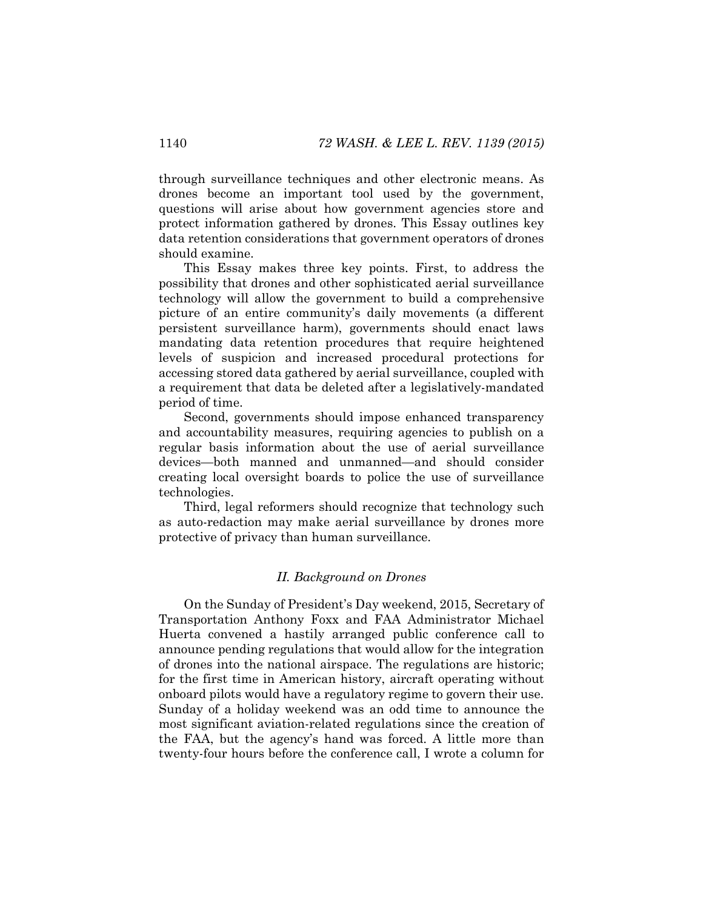through surveillance techniques and other electronic means. As drones become an important tool used by the government, questions will arise about how government agencies store and protect information gathered by drones. This Essay outlines key data retention considerations that government operators of drones should examine.

This Essay makes three key points. First, to address the possibility that drones and other sophisticated aerial surveillance technology will allow the government to build a comprehensive picture of an entire community's daily movements (a different persistent surveillance harm), governments should enact laws mandating data retention procedures that require heightened levels of suspicion and increased procedural protections for accessing stored data gathered by aerial surveillance, coupled with a requirement that data be deleted after a legislatively-mandated period of time.

Second, governments should impose enhanced transparency and accountability measures, requiring agencies to publish on a regular basis information about the use of aerial surveillance devices—both manned and unmanned—and should consider creating local oversight boards to police the use of surveillance technologies.

Third, legal reformers should recognize that technology such as auto-redaction may make aerial surveillance by drones more protective of privacy than human surveillance.

## *II. Background on Drones*

On the Sunday of President's Day weekend, 2015, Secretary of Transportation Anthony Foxx and FAA Administrator Michael Huerta convened a hastily arranged public conference call to announce pending regulations that would allow for the integration of drones into the national airspace. The regulations are historic; for the first time in American history, aircraft operating without onboard pilots would have a regulatory regime to govern their use. Sunday of a holiday weekend was an odd time to announce the most significant aviation-related regulations since the creation of the FAA, but the agency's hand was forced. A little more than twenty-four hours before the conference call, I wrote a column for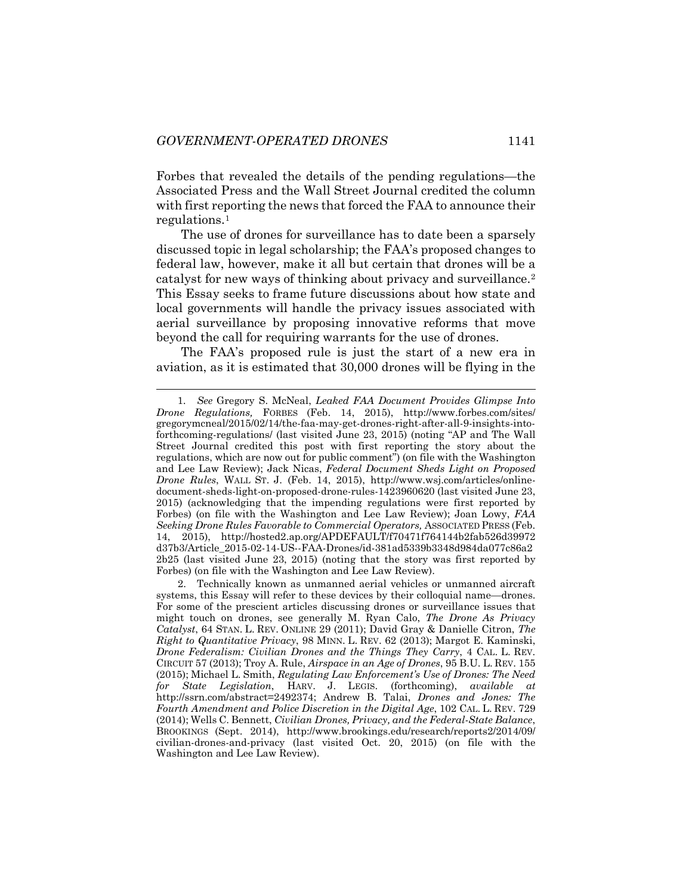Forbes that revealed the details of the pending regulations—the Associated Press and the Wall Street Journal credited the column with first reporting the news that forced the FAA to announce their regulations.[1]

The use of drones for surveillance has to date been a sparsely discussed topic in legal scholarship; the FAA's proposed changes to federal law, however, make it all but certain that drones will be a catalyst for new ways of thinking about privacy and surveillance.[2] This Essay seeks to frame future discussions about how state and local governments will handle the privacy issues associated with aerial surveillance by proposing innovative reforms that move beyond the call for requiring warrants for the use of drones.

The FAA's proposed rule is just the start of a new era in aviation, as it is estimated that 30,000 drones will be flying in the

---

1. *See* Gregory S. McNeal, *Leaked FAA Document Provides Glimpse Into Drone Regulations,* FORBES (Feb. 14, 2015), http://www.forbes.com/sites/gregorymcneal/2015/02/14/the-faa-may-get-drones-right-after-all-9-insights-into-forthcoming-regulations/ (last visited June 23, 2015) (noting "AP and The Wall Street Journal credited this post with first reporting the story about the regulations, which are now out for public comment") (on file with the Washington and Lee Law Review); Jack Nicas, *Federal Document Sheds Light on Proposed Drone Rules*, WALL ST. J. (Feb. 14, 2015), http://www.wsj.com/articles/online-document-sheds-light-on-proposed-drone-rules-1423960620 (last visited June 23, 2015) (acknowledging that the impending regulations were first reported by Forbes) (on file with the Washington and Lee Law Review); Joan Lowy, *FAA Seeking Drone Rules Favorable to Commercial Operators,* ASSOCIATED PRESS (Feb. 14, 2015), http://hosted2.ap.org/APDEFAULT/f70471f764144b2fab526d39972d37b3/Article_2015-02-14-US--FAA-Drones/id-381ad5339b3348d984da077c86a22b25 (last visited June 23, 2015) (noting that the story was first reported by Forbes) (on file with the Washington and Lee Law Review).

2. Technically known as unmanned aerial vehicles or unmanned aircraft systems, this Essay will refer to these devices by their colloquial name—drones. For some of the prescient articles discussing drones or surveillance issues that might touch on drones, see generally M. Ryan Calo, *The Drone As Privacy Catalyst*, 64 STAN. L. REV. ONLINE 29 (2011); David Gray & Danielle Citron, *The Right to Quantitative Privacy*, 98 MINN. L. REV. 62 (2013); Margot E. Kaminski, *Drone Federalism: Civilian Drones and the Things They Carry*, 4 CAL. L. REV. CIRCUIT 57 (2013); Troy A. Rule, *Airspace in an Age of Drones*, 95 B.U. L. REV. 155 (2015); Michael L. Smith, *Regulating Law Enforcement's Use of Drones: The Need for State Legislation*, HARV. J. LEGIS. (forthcoming), *available at* http://ssrn.com/abstract=2492374; Andrew B. Talai, *Drones and Jones: The Fourth Amendment and Police Discretion in the Digital Age*, 102 CAL. L. REV. 729 (2014); Wells C. Bennett, *Civilian Drones, Privacy, and the Federal-State Balance*, BROOKINGS (Sept. 2014), http://www.brookings.edu/research/reports2/2014/09/civilian-drones-and-privacy (last visited Oct. 20, 2015) (on file with the Washington and Lee Law Review).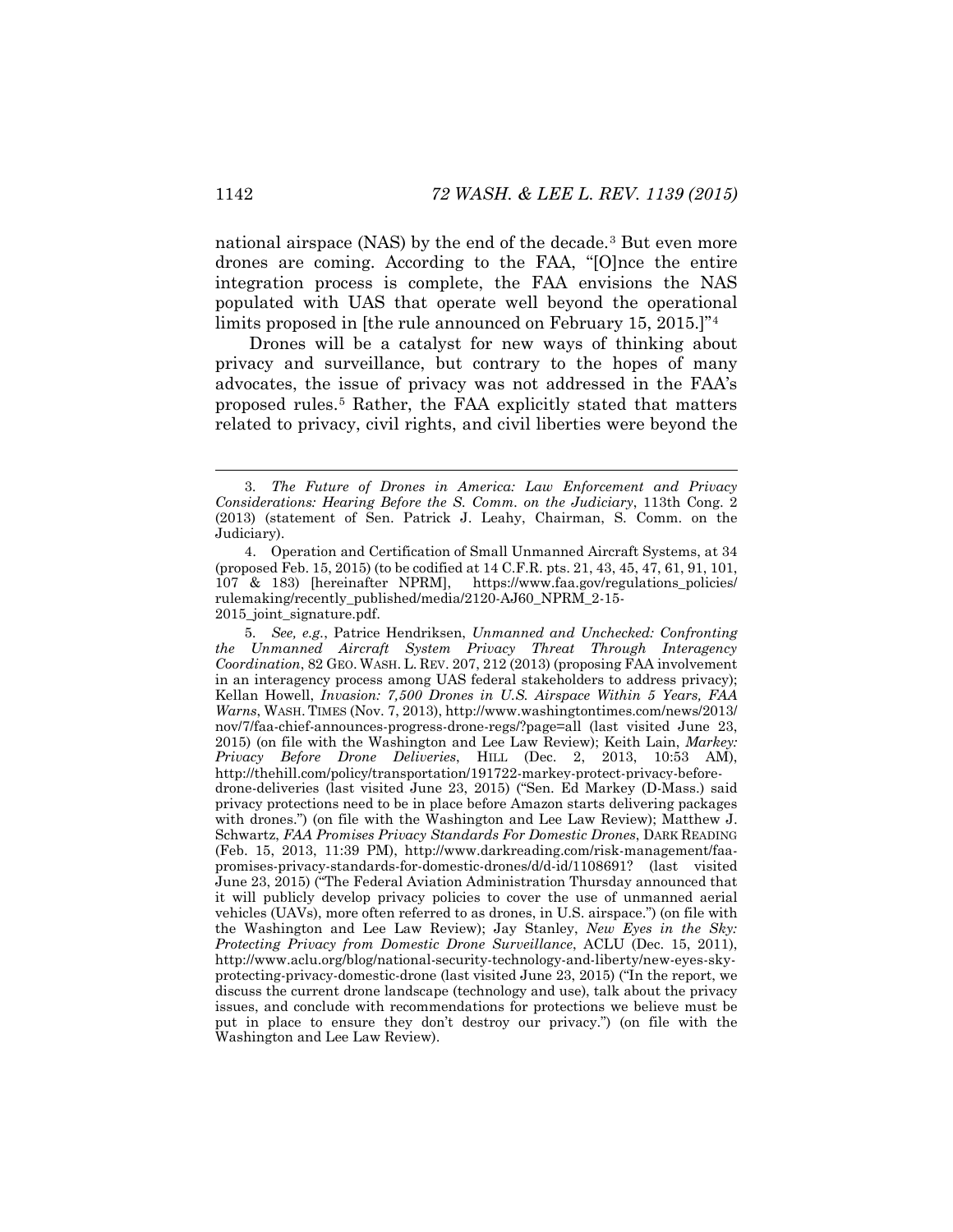national airspace (NAS) by the end of the decade.[3] But even more drones are coming. According to the FAA, "[O]nce the entire integration process is complete, the FAA envisions the NAS populated with UAS that operate well beyond the operational limits proposed in [the rule announced on February 15, 2015.]"[4]

Drones will be a catalyst for new ways of thinking about privacy and surveillance, but contrary to the hopes of many advocates, the issue of privacy was not addressed in the FAA's proposed rules.[5] Rather, the FAA explicitly stated that matters related to privacy, civil rights, and civil liberties were beyond the

---

3. *The Future of Drones in America: Law Enforcement and Privacy Considerations: Hearing Before the S. Comm. on the Judiciary*, 113th Cong. 2 (2013) (statement of Sen. Patrick J. Leahy, Chairman, S. Comm. on the Judiciary).

4. Operation and Certification of Small Unmanned Aircraft Systems, at 34 (proposed Feb. 15, 2015) (to be codified at 14 C.F.R. pts. 21, 43, 45, 47, 61, 91, 101, 107 & 183) [hereinafter NPRM], https://www.faa.gov/regulations_policies/rulemaking/recently_published/media/2120-AJ60_NPRM_2-15-2015_joint_signature.pdf.

5. *See, e.g.*, Patrice Hendriksen, *Unmanned and Unchecked: Confronting the Unmanned Aircraft System Privacy Threat Through Interagency Coordination*, 82 GEO. WASH. L. REV. 207, 212 (2013) (proposing FAA involvement in an interagency process among UAS federal stakeholders to address privacy); Kellan Howell, *Invasion: 7,500 Drones in U.S. Airspace Within 5 Years, FAA Warns*, WASH. TIMES (Nov. 7, 2013), http://www.washingtontimes.com/news/2013/nov/7/faa-chief-announces-progress-drone-regs/?page=all (last visited June 23, 2015) (on file with the Washington and Lee Law Review); Keith Lain, *Markey: Privacy Before Drone Deliveries*, HILL (Dec. 2, 2013, 10:53 AM), http://thehill.com/policy/transportation/191722-markey-protect-privacy-before-drone-deliveries (last visited June 23, 2015) ("Sen. Ed Markey (D-Mass.) said privacy protections need to be in place before Amazon starts delivering packages with drones.") (on file with the Washington and Lee Law Review); Matthew J. Schwartz, *FAA Promises Privacy Standards For Domestic Drones*, DARK READING (Feb. 15, 2013, 11:39 PM), http://www.darkreading.com/risk-management/faa-promises-privacy-standards-for-domestic-drones/d/d-id/1108691? (last visited June 23, 2015) ("The Federal Aviation Administration Thursday announced that it will publicly develop privacy policies to cover the use of unmanned aerial vehicles (UAVs), more often referred to as drones, in U.S. airspace.") (on file with the Washington and Lee Law Review); Jay Stanley, *New Eyes in the Sky: Protecting Privacy from Domestic Drone Surveillance*, ACLU (Dec. 15, 2011), http://www.aclu.org/blog/national-security-technology-and-liberty/new-eyes-sky-protecting-privacy-domestic-drone (last visited June 23, 2015) ("In the report, we discuss the current drone landscape (technology and use), talk about the privacy issues, and conclude with recommendations for protections we believe must be put in place to ensure they don't destroy our privacy.") (on file with the Washington and Lee Law Review).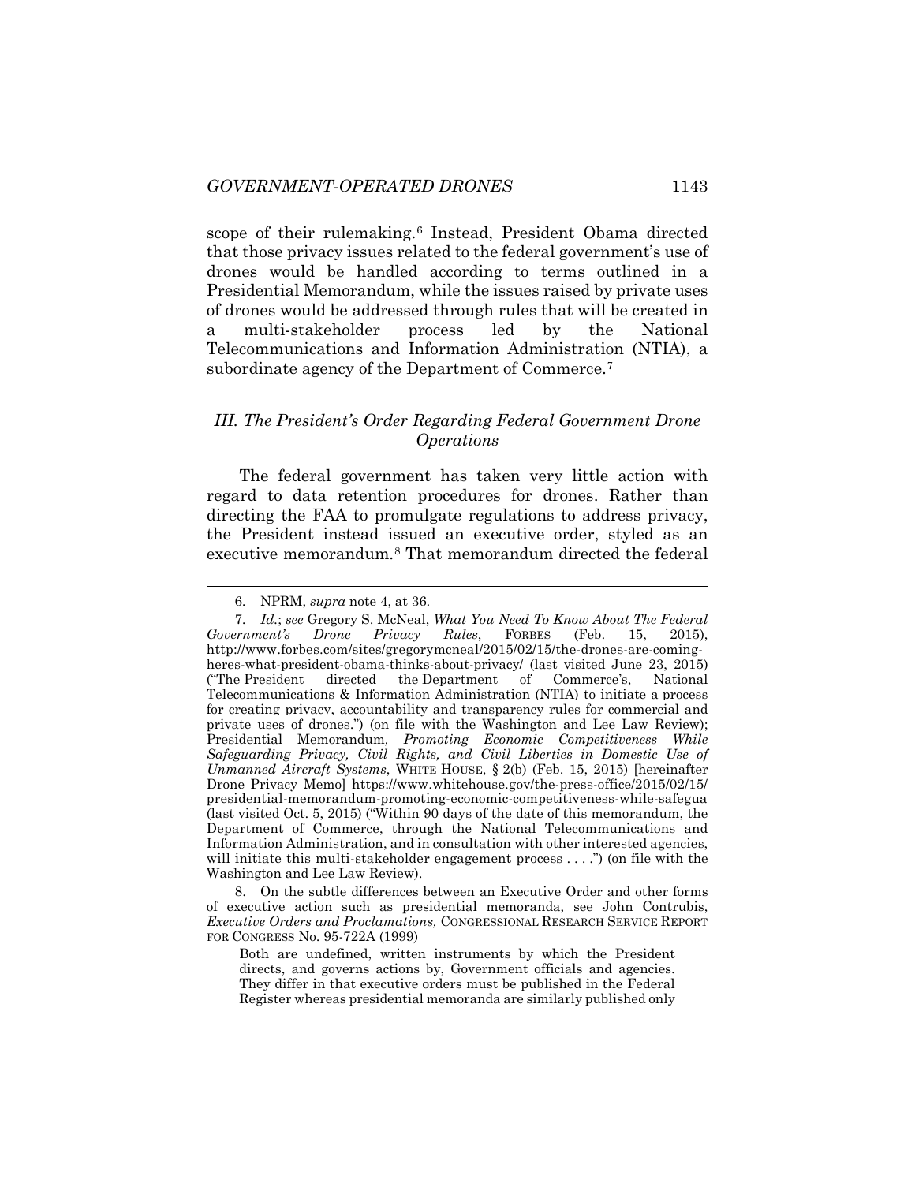scope of their rulemaking.[6] Instead, President Obama directed that those privacy issues related to the federal government's use of drones would be handled according to terms outlined in a Presidential Memorandum, while the issues raised by private uses of drones would be addressed through rules that will be created in a multi-stakeholder process led by the National Telecommunications and Information Administration (NTIA), a subordinate agency of the Department of Commerce.[7]

### *III. The President's Order Regarding Federal Government Drone Operations*

The federal government has taken very little action with regard to data retention procedures for drones. Rather than directing the FAA to promulgate regulations to address privacy, the President instead issued an executive order, styled as an executive memorandum.[8] That memorandum directed the federal

---

6. NPRM, *supra* note 4, at 36.

7. *Id.*; *see* Gregory S. McNeal, *What You Need To Know About The Federal Government's Drone Privacy Rules*, FORBES (Feb. 15, 2015), http://www.forbes.com/sites/gregorymcneal/2015/02/15/the-drones-are-coming-heres-what-president-obama-thinks-about-privacy/ (last visited June 23, 2015) ("The President directed the Department of Commerce's, National Telecommunications & Information Administration (NTIA) to initiate a process for creating privacy, accountability and transparency rules for commercial and private uses of drones.") (on file with the Washington and Lee Law Review); Presidential Memorandum*, Promoting Economic Competitiveness While Safeguarding Privacy, Civil Rights, and Civil Liberties in Domestic Use of Unmanned Aircraft Systems*, WHITE HOUSE, § 2(b) (Feb. 15, 2015) [hereinafter Drone Privacy Memo] https://www.whitehouse.gov/the-press-office/2015/02/15/presidential-memorandum-promoting-economic-competitiveness-while-safegua (last visited Oct. 5, 2015) ("Within 90 days of the date of this memorandum, the Department of Commerce, through the National Telecommunications and Information Administration, and in consultation with other interested agencies, will initiate this multi-stakeholder engagement process . . . .") (on file with the Washington and Lee Law Review).

8. On the subtle differences between an Executive Order and other forms of executive action such as presidential memoranda, see John Contrubis, *Executive Orders and Proclamations,* CONGRESSIONAL RESEARCH SERVICE REPORT FOR CONGRESS No. 95-722A (1999)

> Both are undefined, written instruments by which the President directs, and governs actions by, Government officials and agencies. They differ in that executive orders must be published in the Federal Register whereas presidential memoranda are similarly published only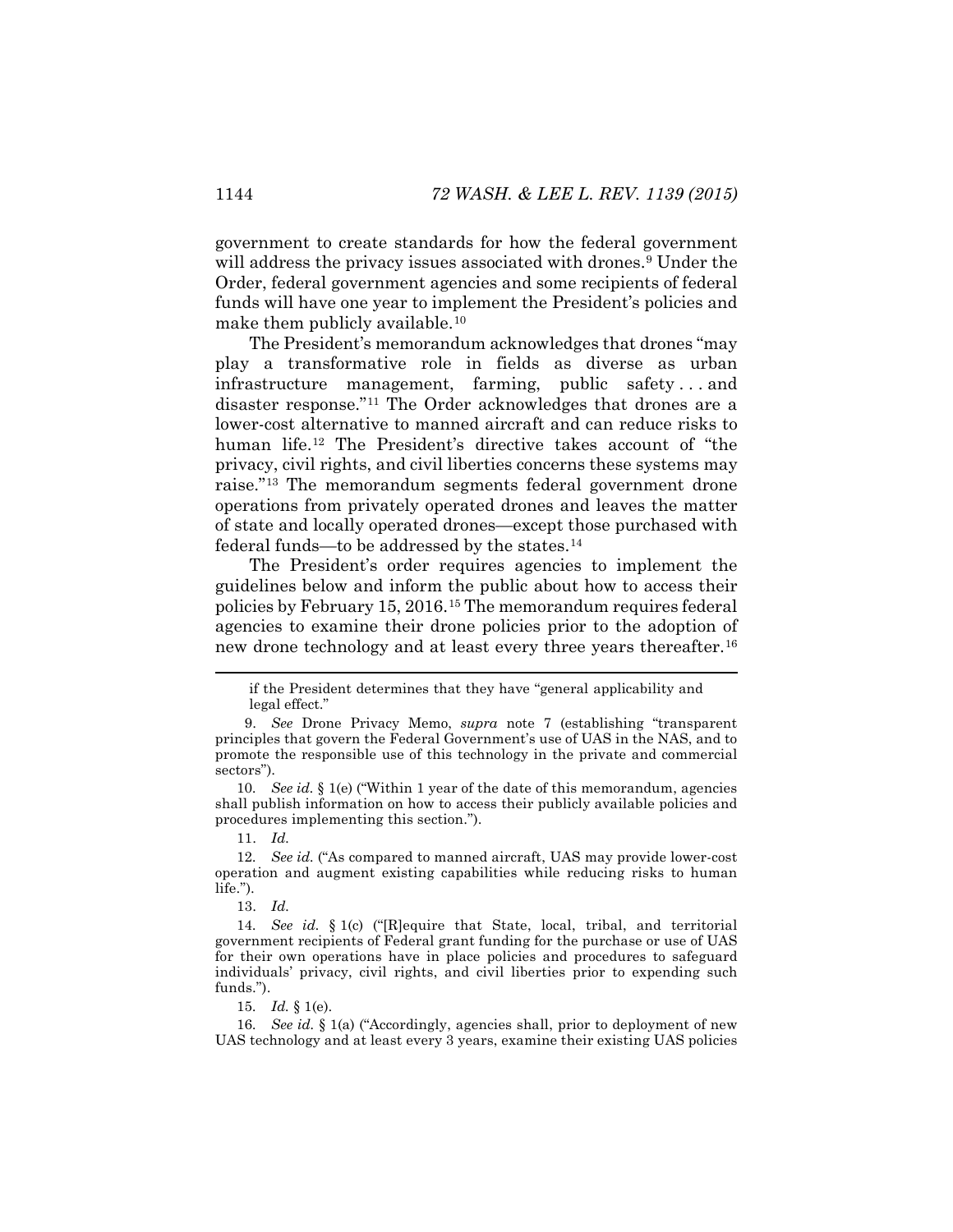government to create standards for how the federal government will address the privacy issues associated with drones.[9] Under the Order, federal government agencies and some recipients of federal funds will have one year to implement the President's policies and make them publicly available.[10]

The President's memorandum acknowledges that drones "may play a transformative role in fields as diverse as urban infrastructure management, farming, public safety . . . and disaster response."[11] The Order acknowledges that drones are a lower-cost alternative to manned aircraft and can reduce risks to human life.[12] The President's directive takes account of "the privacy, civil rights, and civil liberties concerns these systems may raise."[13] The memorandum segments federal government drone operations from privately operated drones and leaves the matter of state and locally operated drones—except those purchased with federal funds—to be addressed by the states.[14]

The President's order requires agencies to implement the guidelines below and inform the public about how to access their policies by February 15, 2016.[15] The memorandum requires federal agencies to examine their drone policies prior to the adoption of new drone technology and at least every three years thereafter.[16]

---

if the President determines that they have "general applicability and legal effect."

9. *See* Drone Privacy Memo, *supra* note 7 (establishing "transparent principles that govern the Federal Government's use of UAS in the NAS, and to promote the responsible use of this technology in the private and commercial sectors").

10. *See id.* § 1(e) ("Within 1 year of the date of this memorandum, agencies shall publish information on how to access their publicly available policies and procedures implementing this section.").

11. *Id.*

12. *See id.* ("As compared to manned aircraft, UAS may provide lower-cost operation and augment existing capabilities while reducing risks to human life.").

13. *Id.*

14. *See id.* § 1(c) ("[R]equire that State, local, tribal, and territorial government recipients of Federal grant funding for the purchase or use of UAS for their own operations have in place policies and procedures to safeguard individuals' privacy, civil rights, and civil liberties prior to expending such funds.").

15. *Id.* § 1(e).

16. *See id.* § 1(a) ("Accordingly, agencies shall, prior to deployment of new UAS technology and at least every 3 years, examine their existing UAS policies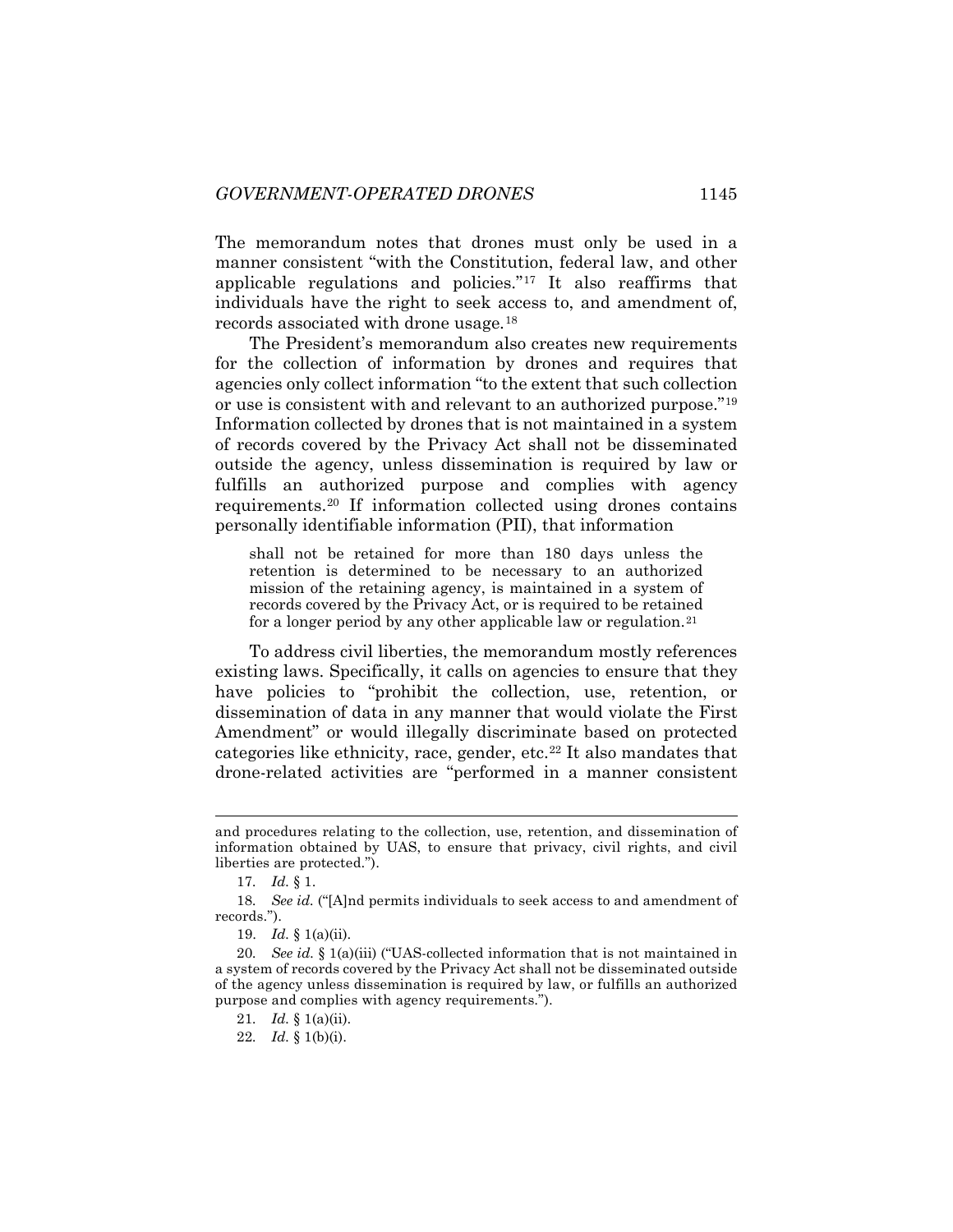The memorandum notes that drones must only be used in a manner consistent "with the Constitution, federal law, and other applicable regulations and policies."[17] It also reaffirms that individuals have the right to seek access to, and amendment of, records associated with drone usage.[18]

The President's memorandum also creates new requirements for the collection of information by drones and requires that agencies only collect information "to the extent that such collection or use is consistent with and relevant to an authorized purpose."[19] Information collected by drones that is not maintained in a system of records covered by the Privacy Act shall not be disseminated outside the agency, unless dissemination is required by law or fulfills an authorized purpose and complies with agency requirements.[20] If information collected using drones contains personally identifiable information (PII), that information

> shall not be retained for more than 180 days unless the retention is determined to be necessary to an authorized mission of the retaining agency, is maintained in a system of records covered by the Privacy Act, or is required to be retained for a longer period by any other applicable law or regulation.[21]

To address civil liberties, the memorandum mostly references existing laws. Specifically, it calls on agencies to ensure that they have policies to "prohibit the collection, use, retention, or dissemination of data in any manner that would violate the First Amendment" or would illegally discriminate based on protected categories like ethnicity, race, gender, etc.[22] It also mandates that drone-related activities are "performed in a manner consistent

---

and procedures relating to the collection, use, retention, and dissemination of information obtained by UAS, to ensure that privacy, civil rights, and civil liberties are protected.").

17. *Id.* § 1.

18. *See id.* ("[A]nd permits individuals to seek access to and amendment of records.").

19. *Id.* § 1(a)(ii).

20. *See id.* § 1(a)(iii) ("UAS-collected information that is not maintained in a system of records covered by the Privacy Act shall not be disseminated outside of the agency unless dissemination is required by law, or fulfills an authorized purpose and complies with agency requirements.").

21. *Id.* § 1(a)(ii).

22. *Id.* § 1(b)(i).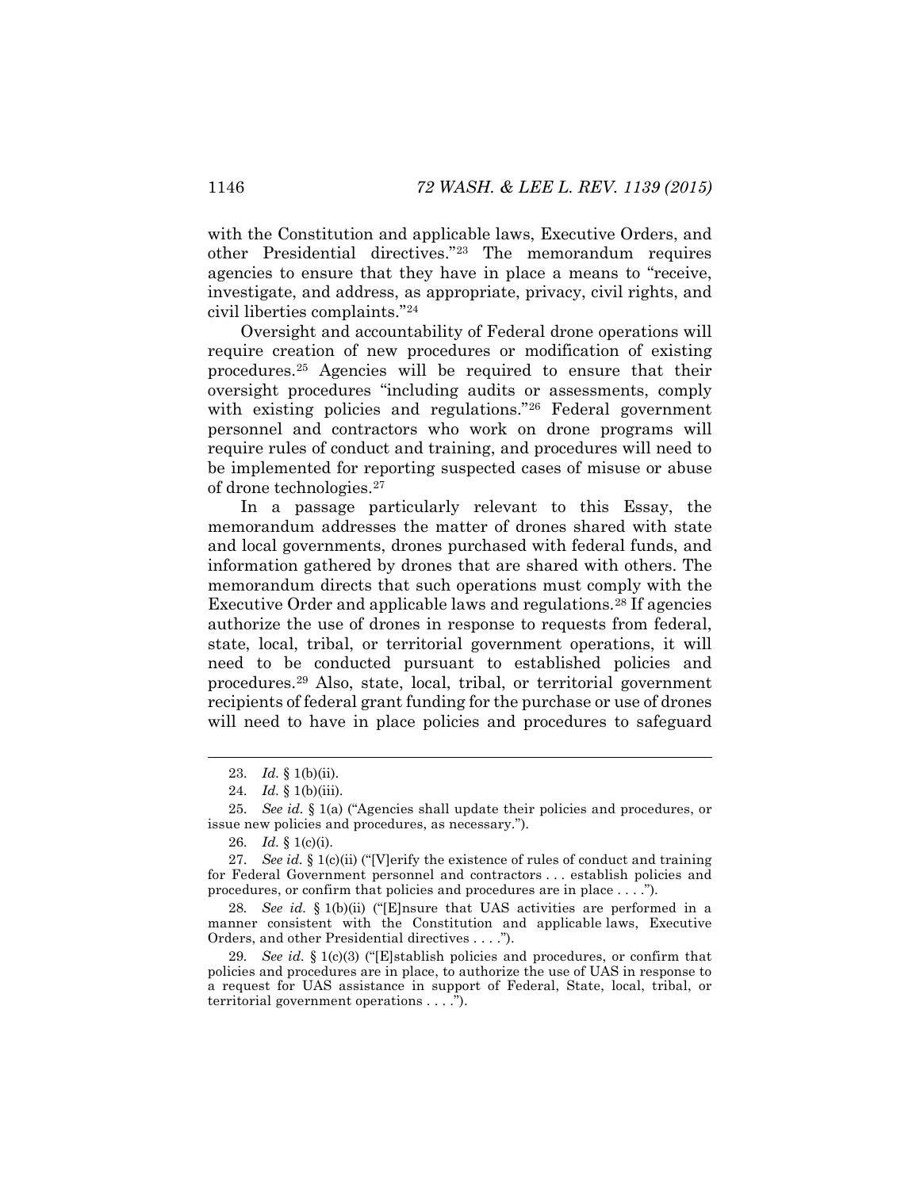with the Constitution and applicable laws, Executive Orders, and other Presidential directives."[23] The memorandum requires agencies to ensure that they have in place a means to "receive, investigate, and address, as appropriate, privacy, civil rights, and civil liberties complaints."[24]

Oversight and accountability of Federal drone operations will require creation of new procedures or modification of existing procedures.[25] Agencies will be required to ensure that their oversight procedures "including audits or assessments, comply with existing policies and regulations."[26] Federal government personnel and contractors who work on drone programs will require rules of conduct and training, and procedures will need to be implemented for reporting suspected cases of misuse or abuse of drone technologies.[27]

In a passage particularly relevant to this Essay, the memorandum addresses the matter of drones shared with state and local governments, drones purchased with federal funds, and information gathered by drones that are shared with others. The memorandum directs that such operations must comply with the Executive Order and applicable laws and regulations.[28] If agencies authorize the use of drones in response to requests from federal, state, local, tribal, or territorial government operations, it will need to be conducted pursuant to established policies and procedures.[29] Also, state, local, tribal, or territorial government recipients of federal grant funding for the purchase or use of drones will need to have in place policies and procedures to safeguard

---

23. *Id.* § 1(b)(ii).

24. *Id.* § 1(b)(iii).

25. *See id.* § 1(a) ("Agencies shall update their policies and procedures, or issue new policies and procedures, as necessary.").

26. *Id.* § 1(c)(i).

27. *See id.* § 1(c)(ii) ("[V]erify the existence of rules of conduct and training for Federal Government personnel and contractors . . . establish policies and procedures, or confirm that policies and procedures are in place . . . .").

28. *See id.* § 1(b)(ii) ("[E]nsure that UAS activities are performed in a manner consistent with the Constitution and applicable laws, Executive Orders, and other Presidential directives . . . .").

29. *See id.* § 1(c)(3) ("[E]stablish policies and procedures, or confirm that policies and procedures are in place, to authorize the use of UAS in response to a request for UAS assistance in support of Federal, State, local, tribal, or territorial government operations . . . .").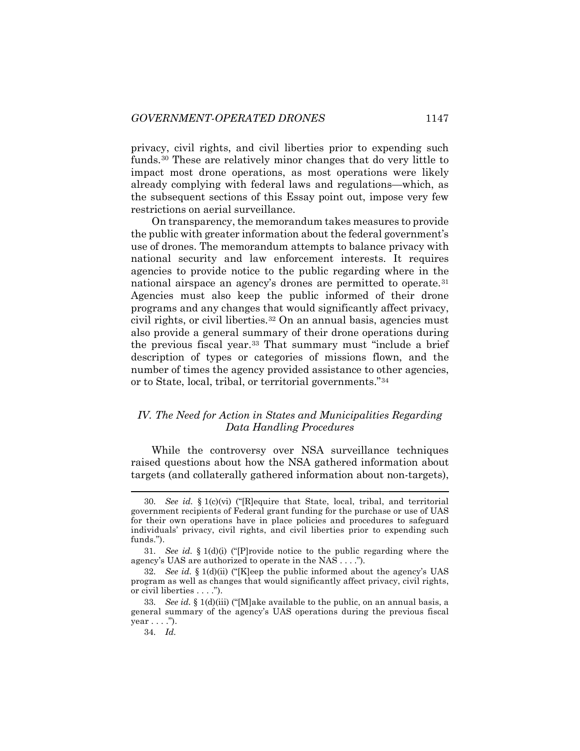privacy, civil rights, and civil liberties prior to expending such funds.[30] These are relatively minor changes that do very little to impact most drone operations, as most operations were likely already complying with federal laws and regulations—which, as the subsequent sections of this Essay point out, impose very few restrictions on aerial surveillance.

On transparency, the memorandum takes measures to provide the public with greater information about the federal government's use of drones. The memorandum attempts to balance privacy with national security and law enforcement interests. It requires agencies to provide notice to the public regarding where in the national airspace an agency's drones are permitted to operate.[31] Agencies must also keep the public informed of their drone programs and any changes that would significantly affect privacy, civil rights, or civil liberties.[32] On an annual basis, agencies must also provide a general summary of their drone operations during the previous fiscal year.[33] That summary must "include a brief description of types or categories of missions flown, and the number of times the agency provided assistance to other agencies, or to State, local, tribal, or territorial governments."[34]

## *IV. The Need for Action in States and Municipalities Regarding Data Handling Procedures*

While the controversy over NSA surveillance techniques raised questions about how the NSA gathered information about targets (and collaterally gathered information about non-targets),

---

30. *See id.* § 1(c)(vi) ("[R]equire that State, local, tribal, and territorial government recipients of Federal grant funding for the purchase or use of UAS for their own operations have in place policies and procedures to safeguard individuals' privacy, civil rights, and civil liberties prior to expending such funds.").

31. *See id.* § 1(d)(i) ("[P]rovide notice to the public regarding where the agency's UAS are authorized to operate in the NAS . . . .").

32. *See id.* § 1(d)(ii) ("[K]eep the public informed about the agency's UAS program as well as changes that would significantly affect privacy, civil rights, or civil liberties . . . .").

33. *See id.* § 1(d)(iii) ("[M]ake available to the public, on an annual basis, a general summary of the agency's UAS operations during the previous fiscal year . . . .").

34. *Id.*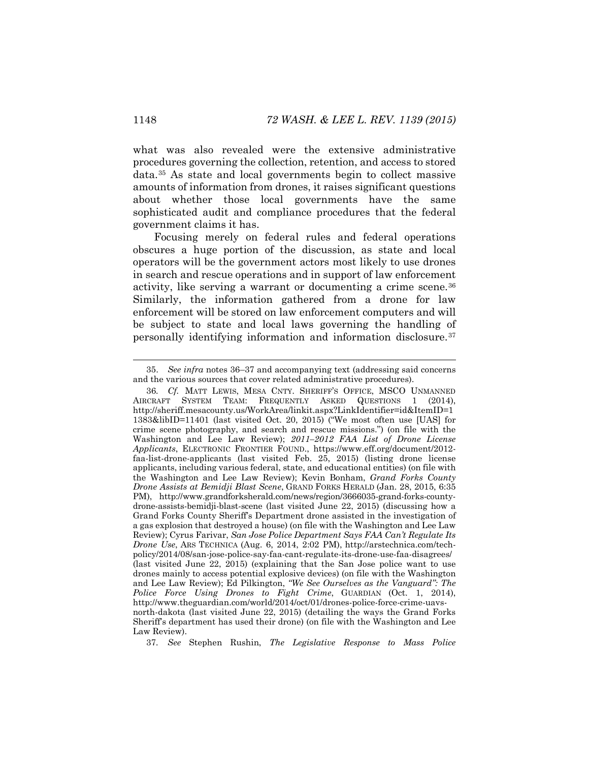what was also revealed were the extensive administrative procedures governing the collection, retention, and access to stored data.[35] As state and local governments begin to collect massive amounts of information from drones, it raises significant questions about whether those local governments have the same sophisticated audit and compliance procedures that the federal government claims it has.

Focusing merely on federal rules and federal operations obscures a huge portion of the discussion, as state and local operators will be the government actors most likely to use drones in search and rescue operations and in support of law enforcement activity, like serving a warrant or documenting a crime scene.[36] Similarly, the information gathered from a drone for law enforcement will be stored on law enforcement computers and will be subject to state and local laws governing the handling of personally identifying information and information disclosure.[37]

---

35. *See infra* notes 36–37 and accompanying text (addressing said concerns and the various sources that cover related administrative procedures).

36. *Cf.* MATT LEWIS, MESA CNTY. SHERIFF'S OFFICE, MSCO UNMANNED AIRCRAFT SYSTEM TEAM: FREQUENTLY ASKED QUESTIONS 1 (2014), http://sheriff.mesacounty.us/WorkArea/linkit.aspx?LinkIdentifier=id&ItemID=11383&libID=11401 (last visited Oct. 20, 2015) ("We most often use [UAS] for crime scene photography, and search and rescue missions.") (on file with the Washington and Lee Law Review); *2011–2012 FAA List of Drone License Applicants*, ELECTRONIC FRONTIER FOUND., https://www.eff.org/document/2012-faa-list-drone-applicants (last visited Feb. 25, 2015) (listing drone license applicants, including various federal, state, and educational entities) (on file with the Washington and Lee Law Review); Kevin Bonham, *Grand Forks County Drone Assists at Bemidji Blast Scene*, GRAND FORKS HERALD (Jan. 28, 2015, 6:35 PM), http://www.grandforksherald.com/news/region/3666035-grand-forks-county-drone-assists-bemidji-blast-scene (last visited June 22, 2015) (discussing how a Grand Forks County Sheriff's Department drone assisted in the investigation of a gas explosion that destroyed a house) (on file with the Washington and Lee Law Review); Cyrus Farivar, *San Jose Police Department Says FAA Can't Regulate Its Drone Use*, ARS TECHNICA (Aug. 6, 2014, 2:02 PM), http://arstechnica.com/tech-policy/2014/08/san-jose-police-say-faa-cant-regulate-its-drone-use-faa-disagrees/ (last visited June 22, 2015) (explaining that the San Jose police want to use drones mainly to access potential explosive devices) (on file with the Washington and Lee Law Review); Ed Pilkington, *"We See Ourselves as the Vanguard": The Police Force Using Drones to Fight Crime*, GUARDIAN (Oct. 1, 2014), http://www.theguardian.com/world/2014/oct/01/drones-police-force-crime-uavs-north-dakota (last visited June 22, 2015) (detailing the ways the Grand Forks Sheriff's department has used their drone) (on file with the Washington and Lee Law Review).

37. *See* Stephen Rushin, *The Legislative Response to Mass Police*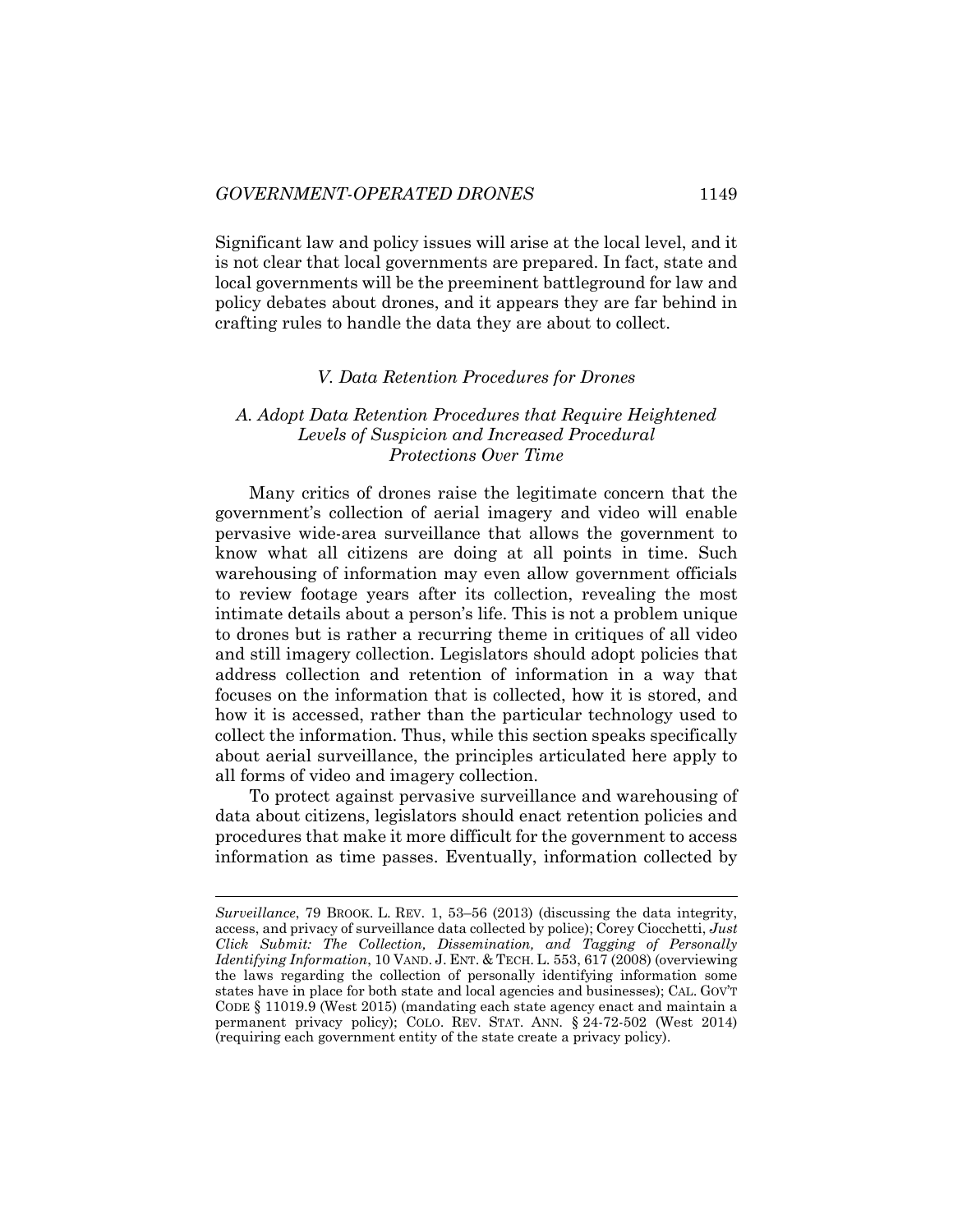Significant law and policy issues will arise at the local level, and it is not clear that local governments are prepared. In fact, state and local governments will be the preeminent battleground for law and policy debates about drones, and it appears they are far behind in crafting rules to handle the data they are about to collect.

## *V. Data Retention Procedures for Drones*

### *A. Adopt Data Retention Procedures that Require Heightened Levels of Suspicion and Increased Procedural Protections Over Time*

Many critics of drones raise the legitimate concern that the government's collection of aerial imagery and video will enable pervasive wide-area surveillance that allows the government to know what all citizens are doing at all points in time. Such warehousing of information may even allow government officials to review footage years after its collection, revealing the most intimate details about a person's life. This is not a problem unique to drones but is rather a recurring theme in critiques of all video and still imagery collection. Legislators should adopt policies that address collection and retention of information in a way that focuses on the information that is collected, how it is stored, and how it is accessed, rather than the particular technology used to collect the information. Thus, while this section speaks specifically about aerial surveillance, the principles articulated here apply to all forms of video and imagery collection.

To protect against pervasive surveillance and warehousing of data about citizens, legislators should enact retention policies and procedures that make it more difficult for the government to access information as time passes. Eventually, information collected by

---

*Surveillance*, 79 BROOK. L. REV. 1, 53–56 (2013) (discussing the data integrity, access, and privacy of surveillance data collected by police); Corey Ciocchetti, *Just Click Submit: The Collection, Dissemination, and Tagging of Personally Identifying Information*, 10 VAND. J. ENT. & TECH. L. 553, 617 (2008) (overviewing the laws regarding the collection of personally identifying information some states have in place for both state and local agencies and businesses); CAL. GOV'T CODE § 11019.9 (West 2015) (mandating each state agency enact and maintain a permanent privacy policy); COLO. REV. STAT. ANN. § 24-72-502 (West 2014) (requiring each government entity of the state create a privacy policy).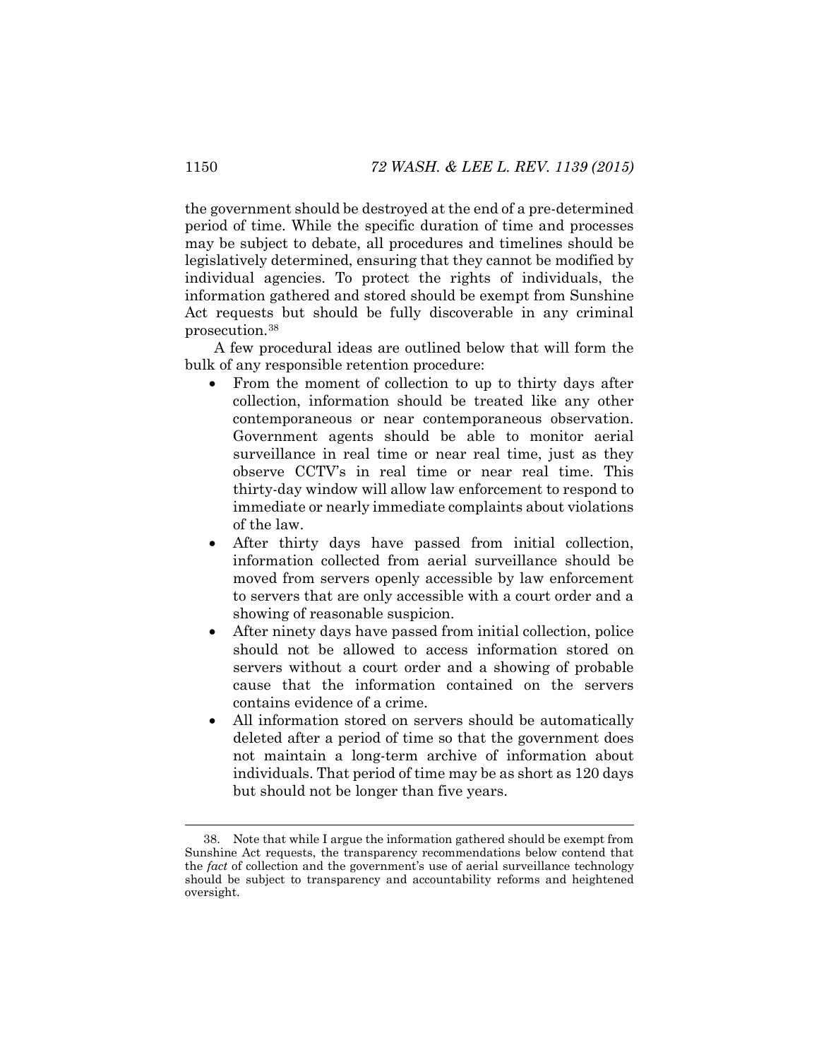the government should be destroyed at the end of a pre-determined period of time. While the specific duration of time and processes may be subject to debate, all procedures and timelines should be legislatively determined, ensuring that they cannot be modified by individual agencies. To protect the rights of individuals, the information gathered and stored should be exempt from Sunshine Act requests but should be fully discoverable in any criminal prosecution.[38]

A few procedural ideas are outlined below that will form the bulk of any responsible retention procedure:

- From the moment of collection to up to thirty days after collection, information should be treated like any other contemporaneous or near contemporaneous observation. Government agents should be able to monitor aerial surveillance in real time or near real time, just as they observe CCTV's in real time or near real time. This thirty-day window will allow law enforcement to respond to immediate or nearly immediate complaints about violations of the law.
- After thirty days have passed from initial collection, information collected from aerial surveillance should be moved from servers openly accessible by law enforcement to servers that are only accessible with a court order and a showing of reasonable suspicion.
- After ninety days have passed from initial collection, police should not be allowed to access information stored on servers without a court order and a showing of probable cause that the information contained on the servers contains evidence of a crime.
- All information stored on servers should be automatically deleted after a period of time so that the government does not maintain a long-term archive of information about individuals. That period of time may be as short as 120 days but should not be longer than five years.

---

38. Note that while I argue the information gathered should be exempt from Sunshine Act requests, the transparency recommendations below contend that the *fact* of collection and the government's use of aerial surveillance technology should be subject to transparency and accountability reforms and heightened oversight.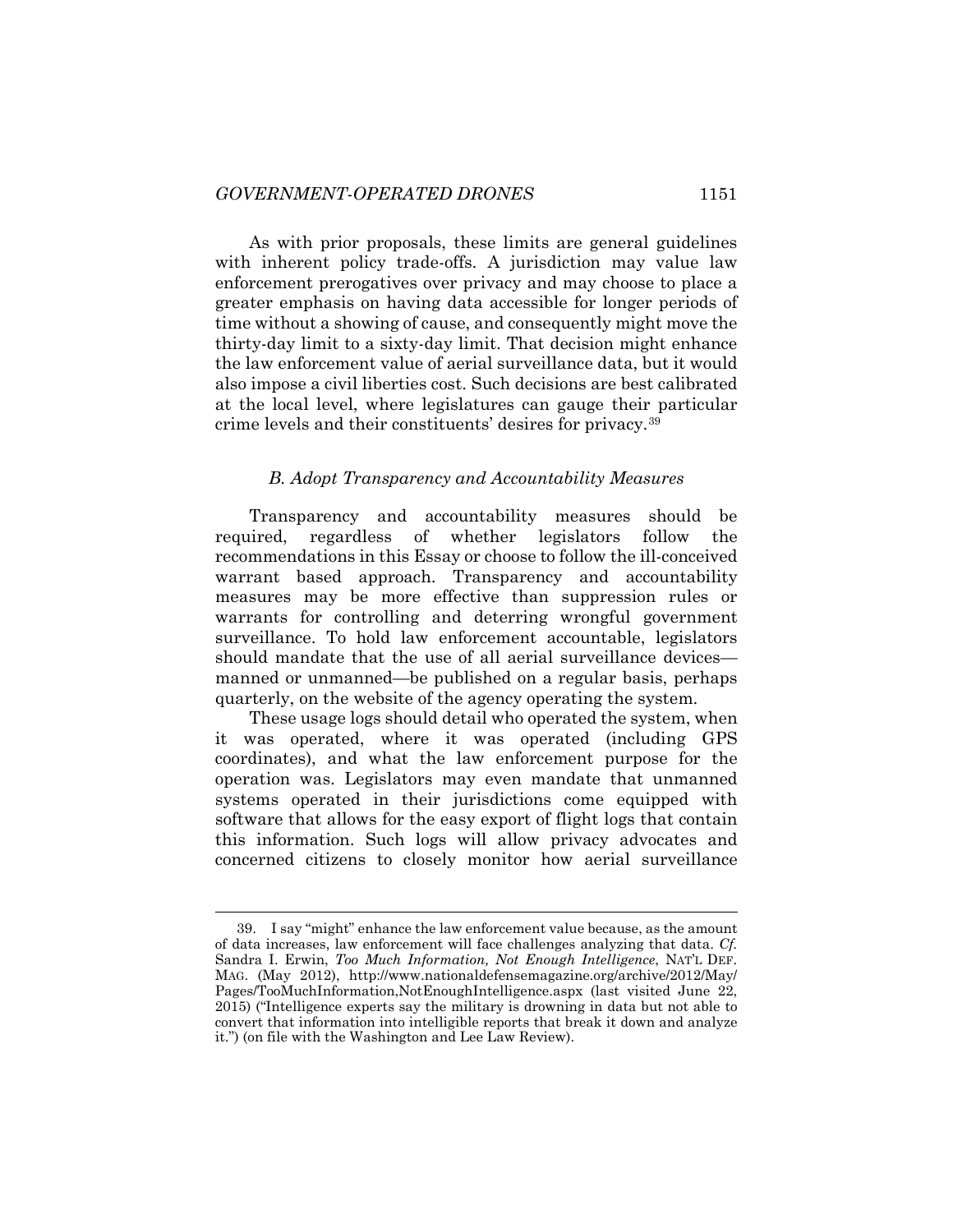As with prior proposals, these limits are general guidelines with inherent policy trade-offs. A jurisdiction may value law enforcement prerogatives over privacy and may choose to place a greater emphasis on having data accessible for longer periods of time without a showing of cause, and consequently might move the thirty-day limit to a sixty-day limit. That decision might enhance the law enforcement value of aerial surveillance data, but it would also impose a civil liberties cost. Such decisions are best calibrated at the local level, where legislatures can gauge their particular crime levels and their constituents' desires for privacy.[39]

### *B. Adopt Transparency and Accountability Measures*

Transparency and accountability measures should be required, regardless of whether legislators follow the recommendations in this Essay or choose to follow the ill-conceived warrant based approach. Transparency and accountability measures may be more effective than suppression rules or warrants for controlling and deterring wrongful government surveillance. To hold law enforcement accountable, legislators should mandate that the use of all aerial surveillance devices—manned or unmanned—be published on a regular basis, perhaps quarterly, on the website of the agency operating the system.

These usage logs should detail who operated the system, when it was operated, where it was operated (including GPS coordinates), and what the law enforcement purpose for the operation was. Legislators may even mandate that unmanned systems operated in their jurisdictions come equipped with software that allows for the easy export of flight logs that contain this information. Such logs will allow privacy advocates and concerned citizens to closely monitor how aerial surveillance

---

39. I say "might" enhance the law enforcement value because, as the amount of data increases, law enforcement will face challenges analyzing that data. *Cf.* Sandra I. Erwin, *Too Much Information, Not Enough Intelligence*, NAT'L DEF. MAG. (May 2012), http://www.nationaldefensemagazine.org/archive/2012/May/Pages/TooMuchInformation,NotEnoughIntelligence.aspx (last visited June 22, 2015) ("Intelligence experts say the military is drowning in data but not able to convert that information into intelligible reports that break it down and analyze it.") (on file with the Washington and Lee Law Review).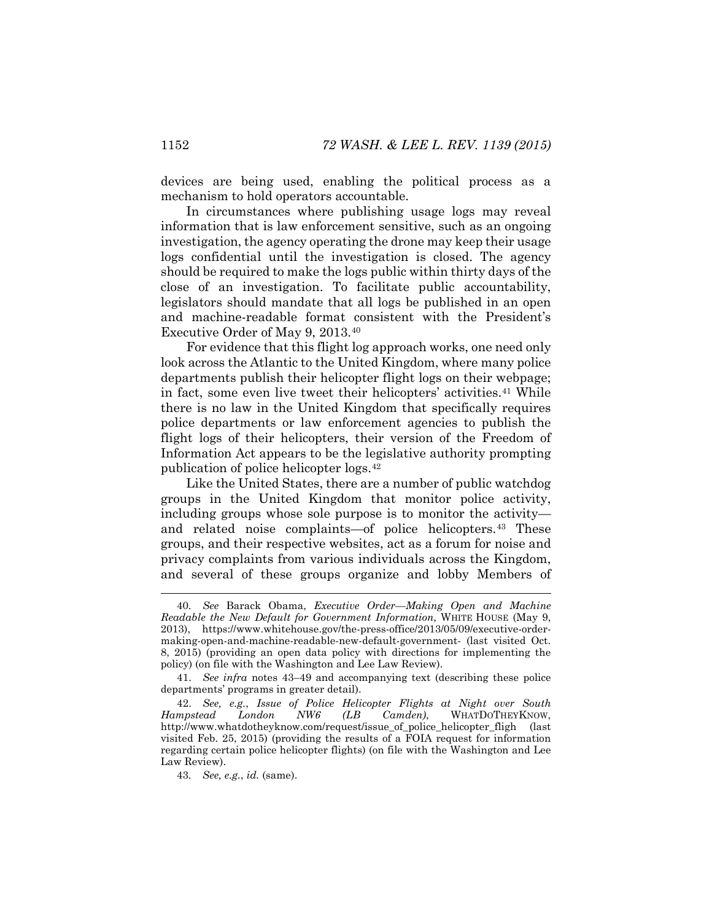devices are being used, enabling the political process as a mechanism to hold operators accountable.

In circumstances where publishing usage logs may reveal information that is law enforcement sensitive, such as an ongoing investigation, the agency operating the drone may keep their usage logs confidential until the investigation is closed. The agency should be required to make the logs public within thirty days of the close of an investigation. To facilitate public accountability, legislators should mandate that all logs be published in an open and machine-readable format consistent with the President's Executive Order of May 9, 2013.[40]

For evidence that this flight log approach works, one need only look across the Atlantic to the United Kingdom, where many police departments publish their helicopter flight logs on their webpage; in fact, some even live tweet their helicopters' activities.[41] While there is no law in the United Kingdom that specifically requires police departments or law enforcement agencies to publish the flight logs of their helicopters, their version of the Freedom of Information Act appears to be the legislative authority prompting publication of police helicopter logs.[42]

Like the United States, there are a number of public watchdog groups in the United Kingdom that monitor police activity, including groups whose sole purpose is to monitor the activity—and related noise complaints—of police helicopters.[43] These groups, and their respective websites, act as a forum for noise and privacy complaints from various individuals across the Kingdom, and several of these groups organize and lobby Members of

---

40. *See* Barack Obama, *Executive Order—Making Open and Machine Readable the New Default for Government Information*, WHITE HOUSE (May 9, 2013), https://www.whitehouse.gov/the-press-office/2013/05/09/executive-order-making-open-and-machine-readable-new-default-government- (last visited Oct. 8, 2015) (providing an open data policy with directions for implementing the policy) (on file with the Washington and Lee Law Review).

41. *See infra* notes 43–49 and accompanying text (describing these police departments' programs in greater detail).

42. *See, e.g.*, *Issue of Police Helicopter Flights at Night over South Hampstead London NW6 (LB Camden)*, WHATDOTHEYKNOW, http://www.whatdotheyknow.com/request/issue_of_police_helicopter_fligh (last visited Feb. 25, 2015) (providing the results of a FOIA request for information regarding certain police helicopter flights) (on file with the Washington and Lee Law Review).

43. *See, e.g.*, *id.* (same).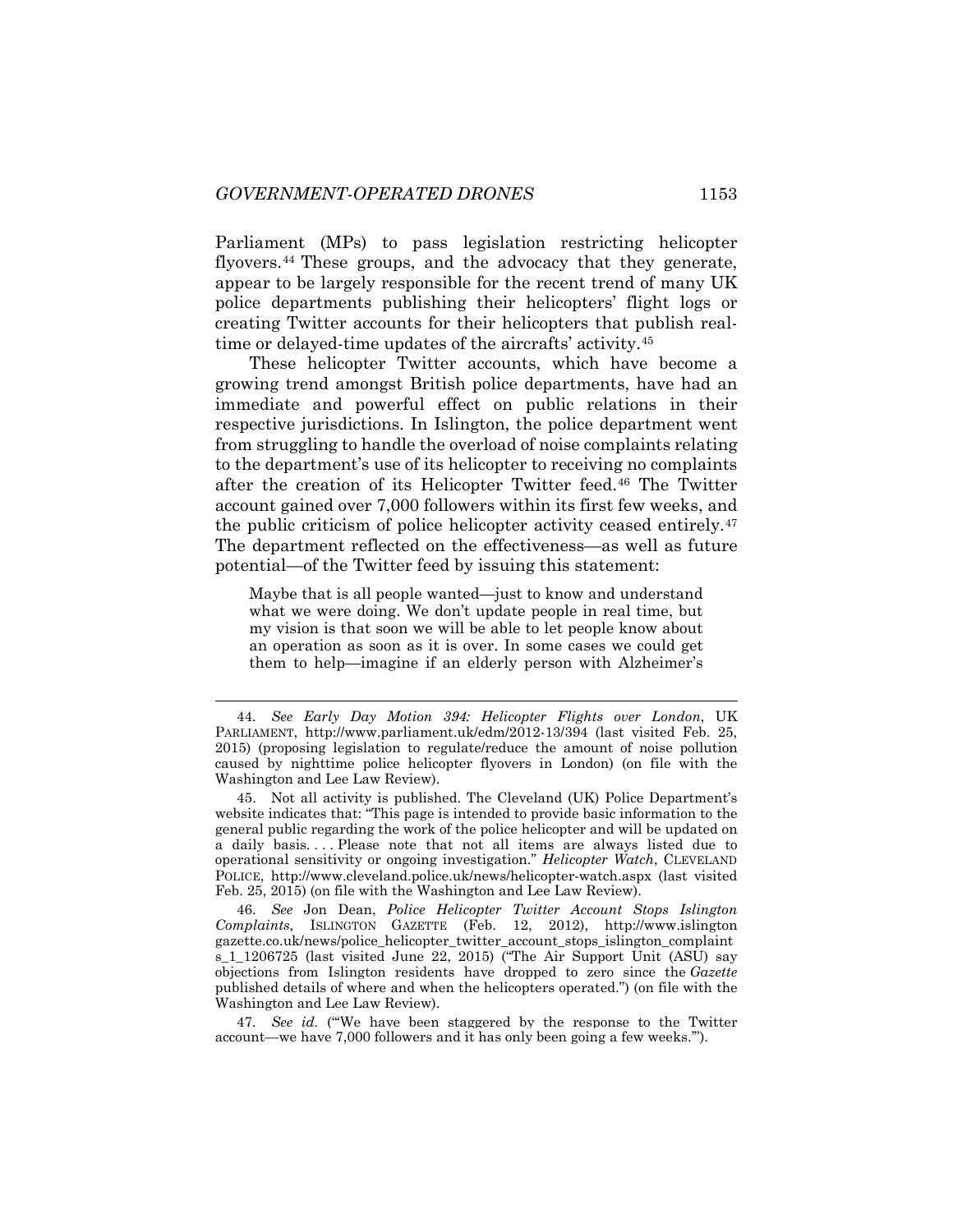Parliament (MPs) to pass legislation restricting helicopter flyovers.[44] These groups, and the advocacy that they generate, appear to be largely responsible for the recent trend of many UK police departments publishing their helicopters' flight logs or creating Twitter accounts for their helicopters that publish real-time or delayed-time updates of the aircrafts' activity.[45]

These helicopter Twitter accounts, which have become a growing trend amongst British police departments, have had an immediate and powerful effect on public relations in their respective jurisdictions. In Islington, the police department went from struggling to handle the overload of noise complaints relating to the department's use of its helicopter to receiving no complaints after the creation of its Helicopter Twitter feed.[46] The Twitter account gained over 7,000 followers within its first few weeks, and the public criticism of police helicopter activity ceased entirely.[47] The department reflected on the effectiveness—as well as future potential—of the Twitter feed by issuing this statement:

> Maybe that is all people wanted—just to know and understand what we were doing. We don't update people in real time, but my vision is that soon we will be able to let people know about an operation as soon as it is over. In some cases we could get them to help—imagine if an elderly person with Alzheimer's

---

44. *See Early Day Motion 394: Helicopter Flights over London*, UK PARLIAMENT, http://www.parliament.uk/edm/2012-13/394 (last visited Feb. 25, 2015) (proposing legislation to regulate/reduce the amount of noise pollution caused by nighttime police helicopter flyovers in London) (on file with the Washington and Lee Law Review).

45. Not all activity is published. The Cleveland (UK) Police Department's website indicates that: "This page is intended to provide basic information to the general public regarding the work of the police helicopter and will be updated on a daily basis. . . . Please note that not all items are always listed due to operational sensitivity or ongoing investigation." *Helicopter Watch*, CLEVELAND POLICE, http://www.cleveland.police.uk/news/helicopter-watch.aspx (last visited Feb. 25, 2015) (on file with the Washington and Lee Law Review).

46. *See* Jon Dean, *Police Helicopter Twitter Account Stops Islington Complaints*, ISLINGTON GAZETTE (Feb. 12, 2012), http://www.islington gazette.co.uk/news/police_helicopter_twitter_account_stops_islington_complaints_1_1206725 (last visited June 22, 2015) ("The Air Support Unit (ASU) say objections from Islington residents have dropped to zero since the *Gazette* published details of where and when the helicopters operated.") (on file with the Washington and Lee Law Review).

47. *See id.* ("'We have been staggered by the response to the Twitter account—we have 7,000 followers and it has only been going a few weeks.'").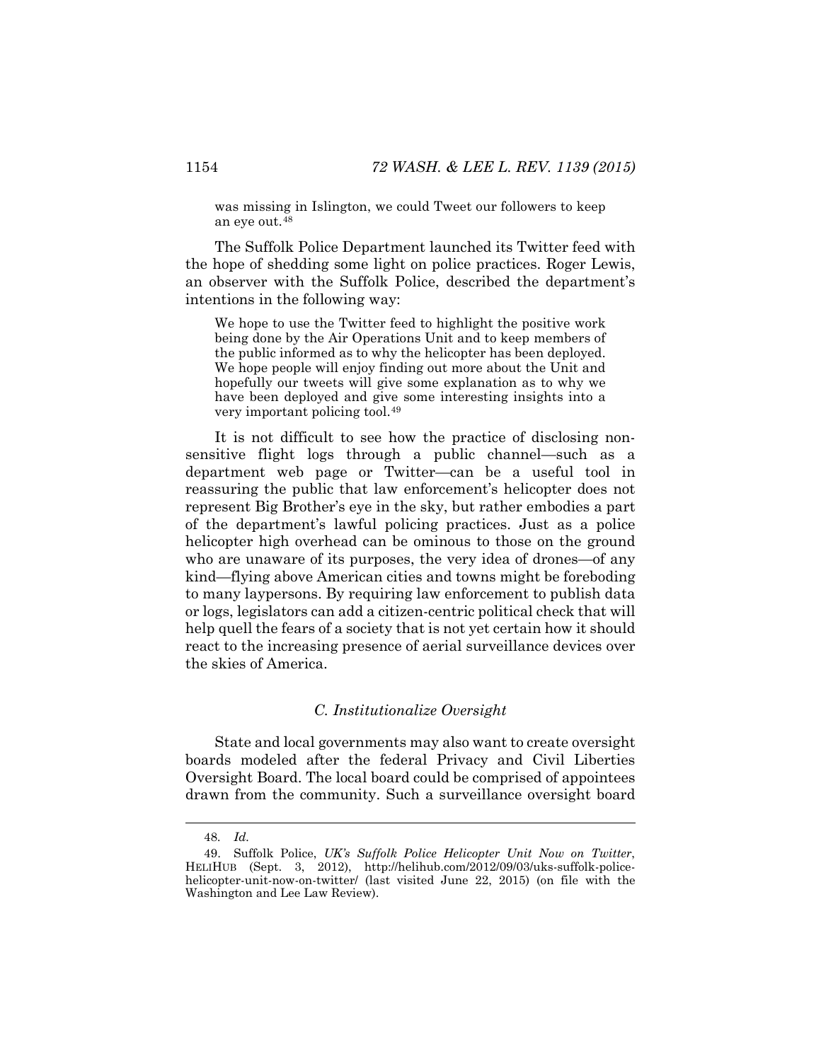was missing in Islington, we could Tweet our followers to keep an eye out.[48]

The Suffolk Police Department launched its Twitter feed with the hope of shedding some light on police practices. Roger Lewis, an observer with the Suffolk Police, described the department's intentions in the following way:

> We hope to use the Twitter feed to highlight the positive work being done by the Air Operations Unit and to keep members of the public informed as to why the helicopter has been deployed. We hope people will enjoy finding out more about the Unit and hopefully our tweets will give some explanation as to why we have been deployed and give some interesting insights into a very important policing tool.[49]

It is not difficult to see how the practice of disclosing non-sensitive flight logs through a public channel—such as a department web page or Twitter—can be a useful tool in reassuring the public that law enforcement's helicopter does not represent Big Brother's eye in the sky, but rather embodies a part of the department's lawful policing practices. Just as a police helicopter high overhead can be ominous to those on the ground who are unaware of its purposes, the very idea of drones—of any kind—flying above American cities and towns might be foreboding to many laypersons. By requiring law enforcement to publish data or logs, legislators can add a citizen-centric political check that will help quell the fears of a society that is not yet certain how it should react to the increasing presence of aerial surveillance devices over the skies of America.

### *C. Institutionalize Oversight*

State and local governments may also want to create oversight boards modeled after the federal Privacy and Civil Liberties Oversight Board. The local board could be comprised of appointees drawn from the community. Such a surveillance oversight board

---

48. *Id.*

49. Suffolk Police, *UK's Suffolk Police Helicopter Unit Now on Twitter*, HELIHUB (Sept. 3, 2012), http://helihub.com/2012/09/03/uks-suffolk-police-helicopter-unit-now-on-twitter/ (last visited June 22, 2015) (on file with the Washington and Lee Law Review).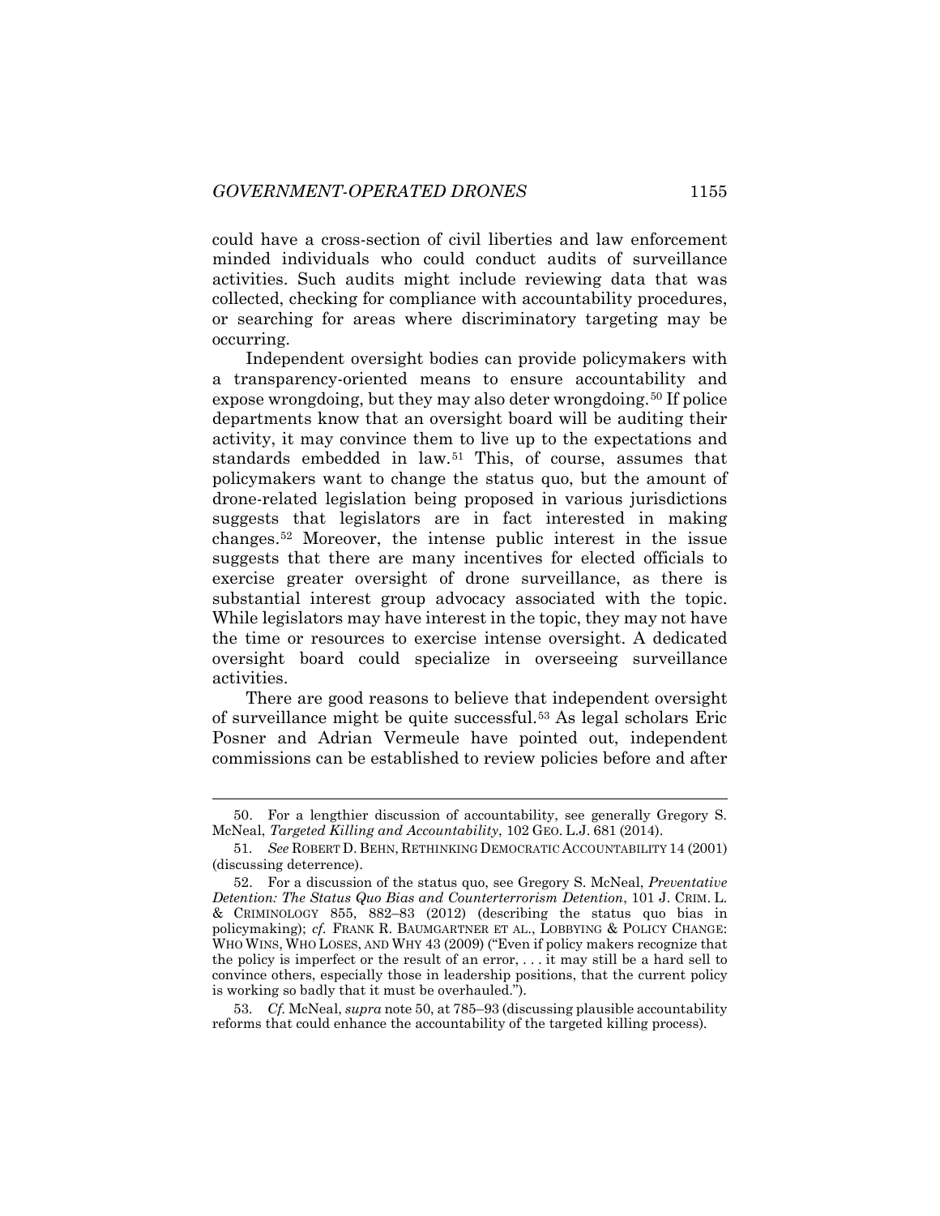could have a cross-section of civil liberties and law enforcement minded individuals who could conduct audits of surveillance activities. Such audits might include reviewing data that was collected, checking for compliance with accountability procedures, or searching for areas where discriminatory targeting may be occurring.

Independent oversight bodies can provide policymakers with a transparency-oriented means to ensure accountability and expose wrongdoing, but they may also deter wrongdoing.[50] If police departments know that an oversight board will be auditing their activity, it may convince them to live up to the expectations and standards embedded in law.[51] This, of course, assumes that policymakers want to change the status quo, but the amount of drone-related legislation being proposed in various jurisdictions suggests that legislators are in fact interested in making changes.[52] Moreover, the intense public interest in the issue suggests that there are many incentives for elected officials to exercise greater oversight of drone surveillance, as there is substantial interest group advocacy associated with the topic. While legislators may have interest in the topic, they may not have the time or resources to exercise intense oversight. A dedicated oversight board could specialize in overseeing surveillance activities.

There are good reasons to believe that independent oversight of surveillance might be quite successful.[53] As legal scholars Eric Posner and Adrian Vermeule have pointed out, independent commissions can be established to review policies before and after

---

50. For a lengthier discussion of accountability, see generally Gregory S. McNeal, *Targeted Killing and Accountability*, 102 GEO. L.J. 681 (2014).

51. *See* ROBERT D. BEHN, RETHINKING DEMOCRATIC ACCOUNTABILITY 14 (2001) (discussing deterrence).

52. For a discussion of the status quo, see Gregory S. McNeal, *Preventative Detention: The Status Quo Bias and Counterterrorism Detention*, 101 J. CRIM. L. & CRIMINOLOGY 855, 882–83 (2012) (describing the status quo bias in policymaking); *cf.* FRANK R. BAUMGARTNER ET AL., LOBBYING & POLICY CHANGE: WHO WINS, WHO LOSES, AND WHY 43 (2009) ("Even if policy makers recognize that the policy is imperfect or the result of an error, . . . it may still be a hard sell to convince others, especially those in leadership positions, that the current policy is working so badly that it must be overhauled.").

53. *Cf.* McNeal, *supra* note 50, at 785–93 (discussing plausible accountability reforms that could enhance the accountability of the targeted killing process).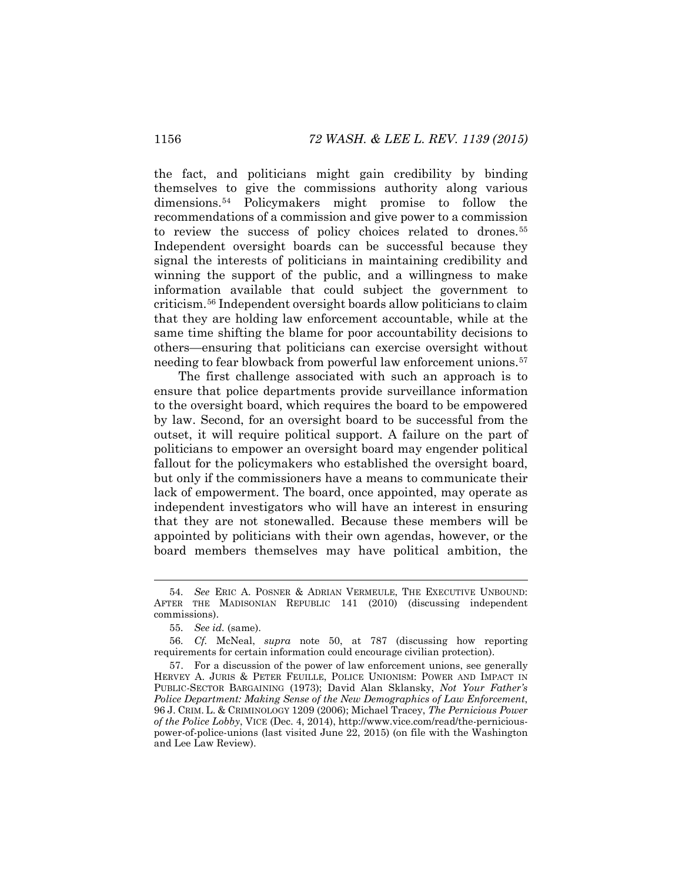the fact, and politicians might gain credibility by binding themselves to give the commissions authority along various dimensions.[54] Policymakers might promise to follow the recommendations of a commission and give power to a commission to review the success of policy choices related to drones.[55] Independent oversight boards can be successful because they signal the interests of politicians in maintaining credibility and winning the support of the public, and a willingness to make information available that could subject the government to criticism.[56] Independent oversight boards allow politicians to claim that they are holding law enforcement accountable, while at the same time shifting the blame for poor accountability decisions to others—ensuring that politicians can exercise oversight without needing to fear blowback from powerful law enforcement unions.[57]

The first challenge associated with such an approach is to ensure that police departments provide surveillance information to the oversight board, which requires the board to be empowered by law. Second, for an oversight board to be successful from the outset, it will require political support. A failure on the part of politicians to empower an oversight board may engender political fallout for the policymakers who established the oversight board, but only if the commissioners have a means to communicate their lack of empowerment. The board, once appointed, may operate as independent investigators who will have an interest in ensuring that they are not stonewalled. Because these members will be appointed by politicians with their own agendas, however, or the board members themselves may have political ambition, the

---

54. *See* ERIC A. POSNER & ADRIAN VERMEULE, THE EXECUTIVE UNBOUND: AFTER THE MADISONIAN REPUBLIC 141 (2010) (discussing independent commissions).

55. *See id.* (same).

56. *Cf.* McNeal, *supra* note 50, at 787 (discussing how reporting requirements for certain information could encourage civilian protection).

57. For a discussion of the power of law enforcement unions, see generally HERVEY A. JURIS & PETER FEUILLE, POLICE UNIONISM: POWER AND IMPACT IN PUBLIC-SECTOR BARGAINING (1973); David Alan Sklansky, *Not Your Father's Police Department: Making Sense of the New Demographics of Law Enforcement*, 96 J. CRIM. L. & CRIMINOLOGY 1209 (2006); Michael Tracey, *The Pernicious Power of the Police Lobby*, VICE (Dec. 4, 2014), http://www.vice.com/read/the-pernicious-power-of-police-unions (last visited June 22, 2015) (on file with the Washington and Lee Law Review).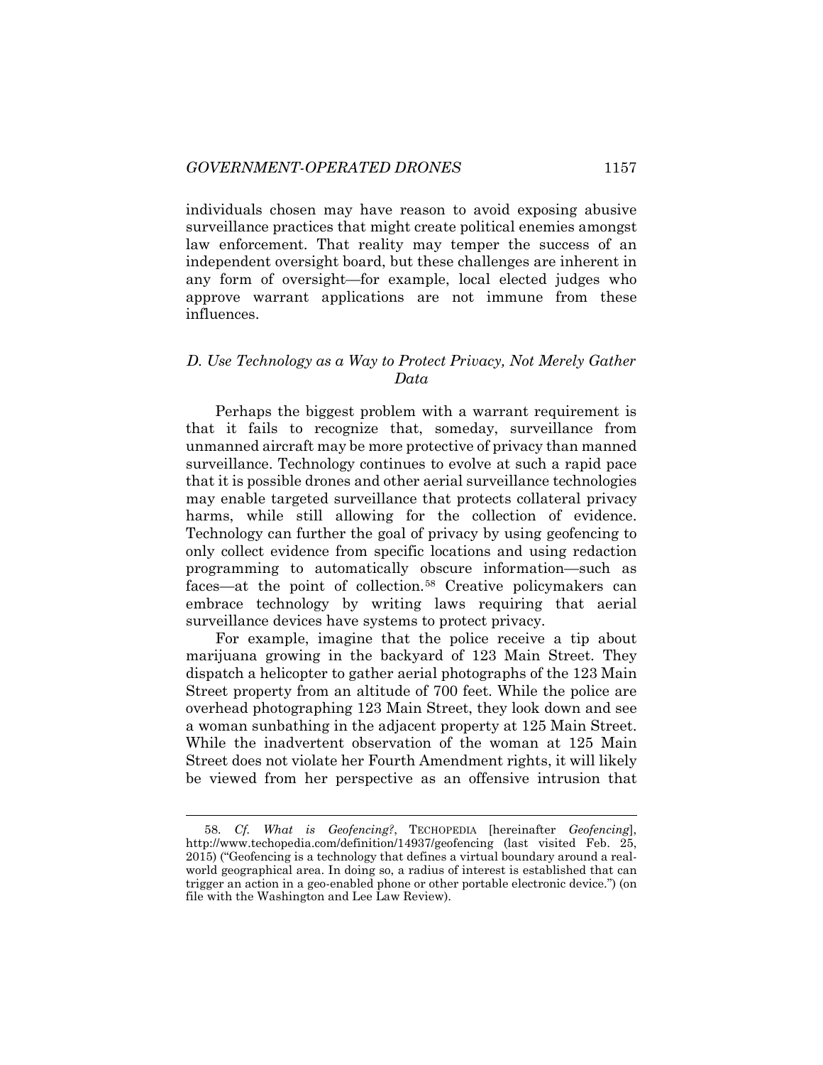individuals chosen may have reason to avoid exposing abusive surveillance practices that might create political enemies amongst law enforcement. That reality may temper the success of an independent oversight board, but these challenges are inherent in any form of oversight—for example, local elected judges who approve warrant applications are not immune from these influences.

### *D. Use Technology as a Way to Protect Privacy, Not Merely Gather Data*

Perhaps the biggest problem with a warrant requirement is that it fails to recognize that, someday, surveillance from unmanned aircraft may be more protective of privacy than manned surveillance. Technology continues to evolve at such a rapid pace that it is possible drones and other aerial surveillance technologies may enable targeted surveillance that protects collateral privacy harms, while still allowing for the collection of evidence. Technology can further the goal of privacy by using geofencing to only collect evidence from specific locations and using redaction programming to automatically obscure information—such as faces—at the point of collection.[58] Creative policymakers can embrace technology by writing laws requiring that aerial surveillance devices have systems to protect privacy.

For example, imagine that the police receive a tip about marijuana growing in the backyard of 123 Main Street. They dispatch a helicopter to gather aerial photographs of the 123 Main Street property from an altitude of 700 feet. While the police are overhead photographing 123 Main Street, they look down and see a woman sunbathing in the adjacent property at 125 Main Street. While the inadvertent observation of the woman at 125 Main Street does not violate her Fourth Amendment rights, it will likely be viewed from her perspective as an offensive intrusion that

---

58. *Cf. What is Geofencing?*, TECHOPEDIA [hereinafter *Geofencing*], http://www.techopedia.com/definition/14937/geofencing (last visited Feb. 25, 2015) ("Geofencing is a technology that defines a virtual boundary around a real-world geographical area. In doing so, a radius of interest is established that can trigger an action in a geo-enabled phone or other portable electronic device.") (on file with the Washington and Lee Law Review).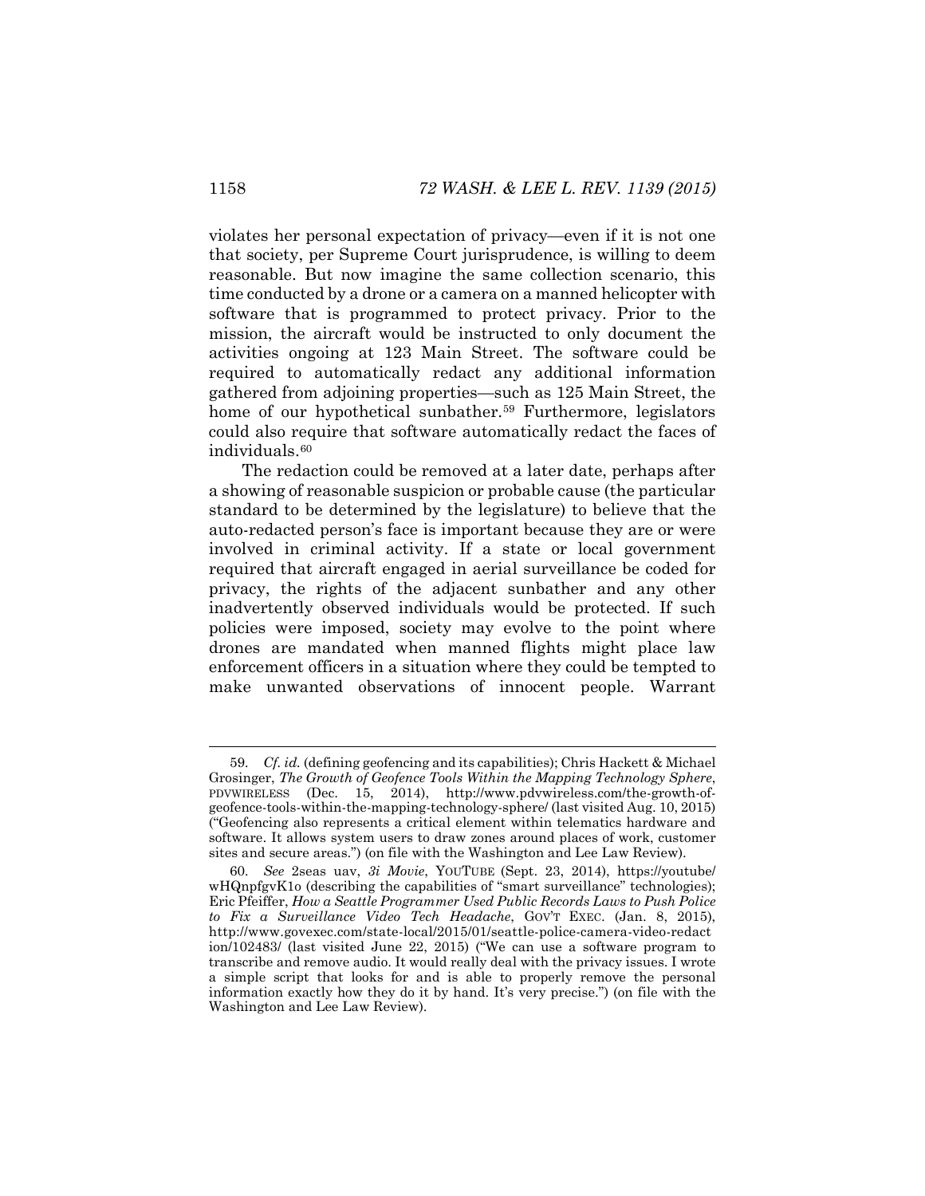violates her personal expectation of privacy—even if it is not one that society, per Supreme Court jurisprudence, is willing to deem reasonable. But now imagine the same collection scenario, this time conducted by a drone or a camera on a manned helicopter with software that is programmed to protect privacy. Prior to the mission, the aircraft would be instructed to only document the activities ongoing at 123 Main Street. The software could be required to automatically redact any additional information gathered from adjoining properties—such as 125 Main Street, the home of our hypothetical sunbather.[59] Furthermore, legislators could also require that software automatically redact the faces of individuals.[60]

The redaction could be removed at a later date, perhaps after a showing of reasonable suspicion or probable cause (the particular standard to be determined by the legislature) to believe that the auto-redacted person's face is important because they are or were involved in criminal activity. If a state or local government required that aircraft engaged in aerial surveillance be coded for privacy, the rights of the adjacent sunbather and any other inadvertently observed individuals would be protected. If such policies were imposed, society may evolve to the point where drones are mandated when manned flights might place law enforcement officers in a situation where they could be tempted to make unwanted observations of innocent people. Warrant

---

59. *Cf. id.* (defining geofencing and its capabilities); Chris Hackett & Michael Grosinger, *The Growth of Geofence Tools Within the Mapping Technology Sphere*, PDVWIRELESS (Dec. 15, 2014), http://www.pdvwireless.com/the-growth-of-geofence-tools-within-the-mapping-technology-sphere/ (last visited Aug. 10, 2015) ("Geofencing also represents a critical element within telematics hardware and software. It allows system users to draw zones around places of work, customer sites and secure areas.") (on file with the Washington and Lee Law Review).

60. *See* 2seas uav, *3i Movie*, YOUTUBE (Sept. 23, 2014), https://youtube/wHQnpfgvK1o (describing the capabilities of "smart surveillance" technologies); Eric Pfeiffer, *How a Seattle Programmer Used Public Records Laws to Push Police to Fix a Surveillance Video Tech Headache*, GOV'T EXEC. (Jan. 8, 2015), http://www.govexec.com/state-local/2015/01/seattle-police-camera-video-redaction/102483/ (last visited June 22, 2015) ("We can use a software program to transcribe and remove audio. It would really deal with the privacy issues. I wrote a simple script that looks for and is able to properly remove the personal information exactly how they do it by hand. It's very precise.") (on file with the Washington and Lee Law Review).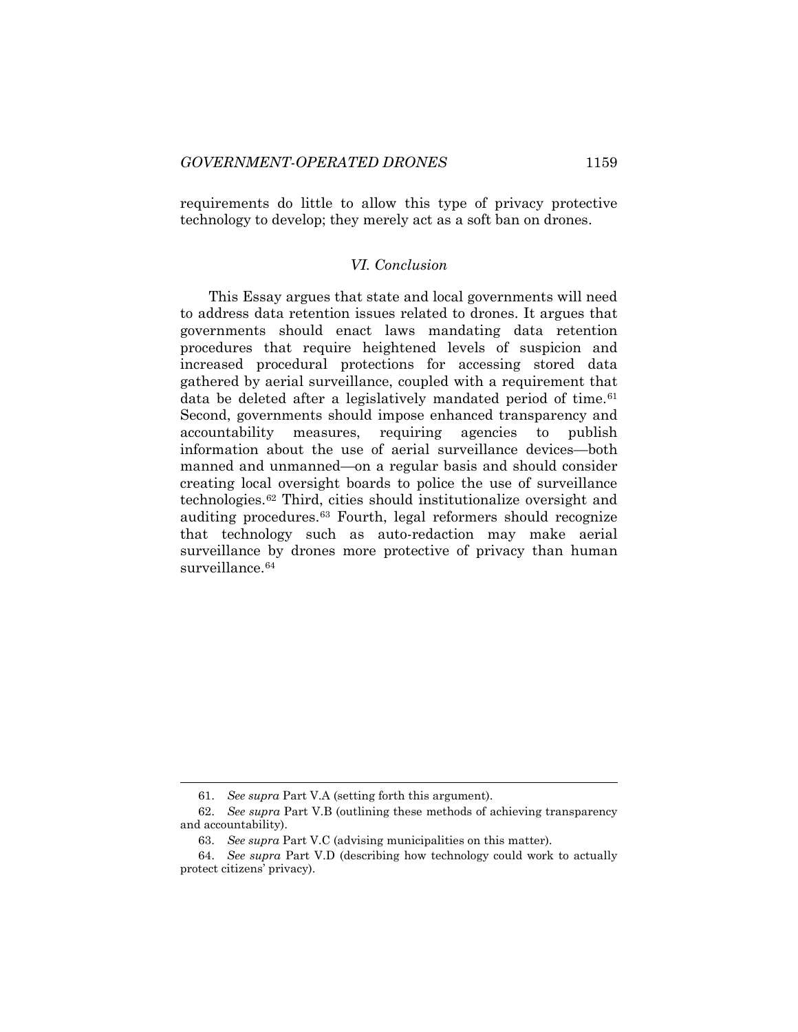requirements do little to allow this type of privacy protective technology to develop; they merely act as a soft ban on drones.

### *VI. Conclusion*

This Essay argues that state and local governments will need to address data retention issues related to drones. It argues that governments should enact laws mandating data retention procedures that require heightened levels of suspicion and increased procedural protections for accessing stored data gathered by aerial surveillance, coupled with a requirement that data be deleted after a legislatively mandated period of time.[61] Second, governments should impose enhanced transparency and accountability measures, requiring agencies to publish information about the use of aerial surveillance devices—both manned and unmanned—on a regular basis and should consider creating local oversight boards to police the use of surveillance technologies.[62] Third, cities should institutionalize oversight and auditing procedures.[63] Fourth, legal reformers should recognize that technology such as auto-redaction may make aerial surveillance by drones more protective of privacy than human surveillance.[64]

---

61. *See supra* Part V.A (setting forth this argument).

62. *See supra* Part V.B (outlining these methods of achieving transparency and accountability).

63. *See supra* Part V.C (advising municipalities on this matter).

64. *See supra* Part V.D (describing how technology could work to actually protect citizens' privacy).